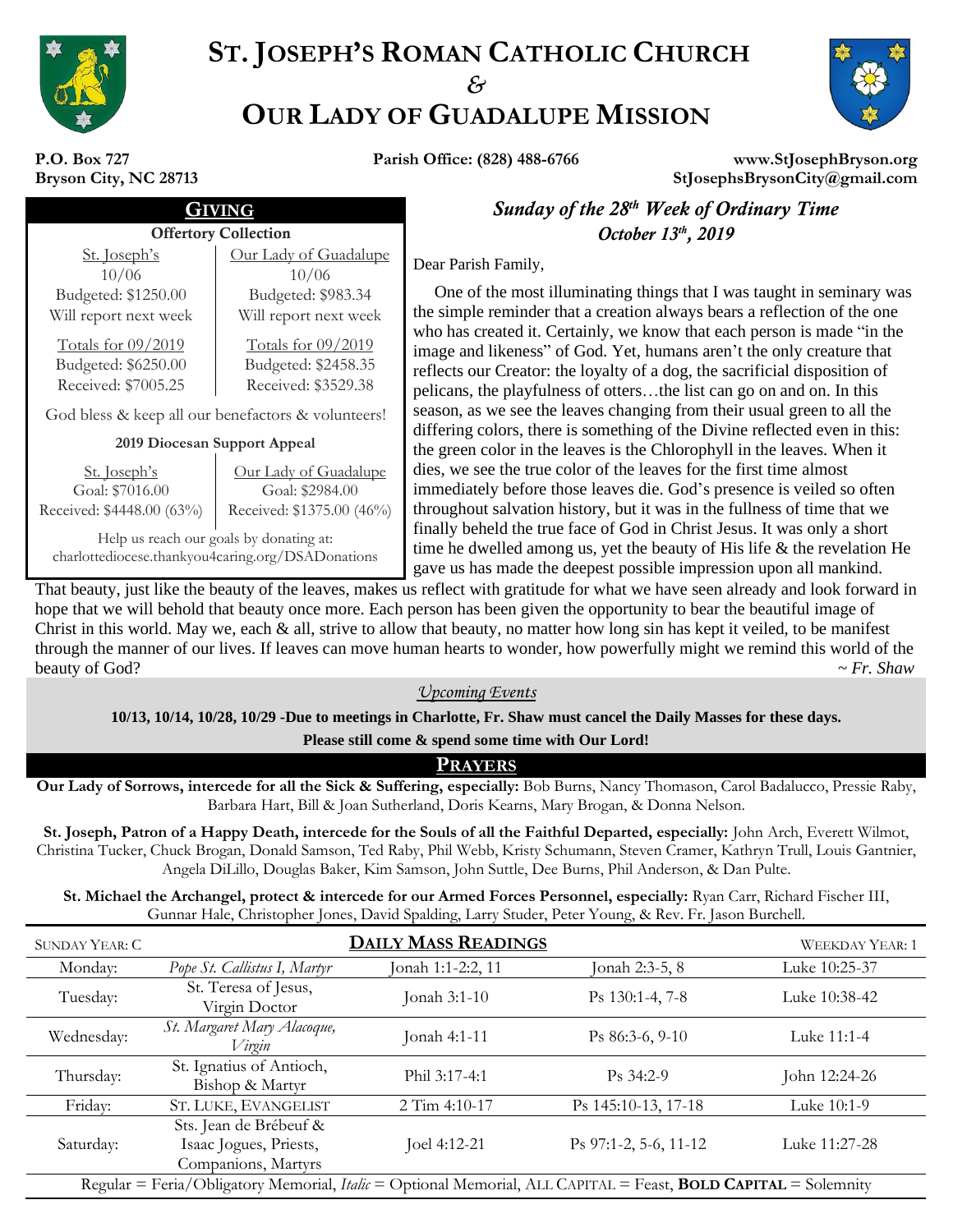# ST. JOSEPH'S ROMAN CATHOLIC CHURCH
*&*
# OUR LADY OF GUADALUPE MISSION

**P.O. Box 727**
**Bryson City, NC 28713**

**Parish Office: (828) 488-6766**

**www.StJosephBryson.org**
**StJosephsBrysonCity@gmail.com**

## GIVING

**Offertory Collection**

| St. Joseph's | Our Lady of Guadalupe |
|---|---|
| 10/06 | 10/06 |
| Budgeted: $1250.00 | Budgeted: $983.34 |
| Will report next week | Will report next week |
| Totals for 09/2019 | Totals for 09/2019 |
| Budgeted: $6250.00 | Budgeted: $2458.35 |
| Received: $7005.25 | Received: $3529.38 |

God bless & keep all our benefactors & volunteers!

**2019 Diocesan Support Appeal**

| St. Joseph's | Our Lady of Guadalupe |
|---|---|
| Goal: $7016.00 | Goal: $2984.00 |
| Received: $4448.00 (63%) | Received: $1375.00 (46%) |

Help us reach our goals by donating at:
charlottediocese.thankyou4caring.org/DSADonations

## *Sunday of the 28th Week of Ordinary Time*
## *October 13th, 2019*

Dear Parish Family,

One of the most illuminating things that I was taught in seminary was the simple reminder that a creation always bears a reflection of the one who has created it. Certainly, we know that each person is made "in the image and likeness" of God. Yet, humans aren't the only creature that reflects our Creator: the loyalty of a dog, the sacrificial disposition of pelicans, the playfulness of otters…the list can go on and on. In this season, as we see the leaves changing from their usual green to all the differing colors, there is something of the Divine reflected even in this: the green color in the leaves is the Chlorophyll in the leaves. When it dies, we see the true color of the leaves for the first time almost immediately before those leaves die. God's presence is veiled so often throughout salvation history, but it was in the fullness of time that we finally beheld the true face of God in Christ Jesus. It was only a short time he dwelled among us, yet the beauty of His life & the revelation He gave us has made the deepest possible impression upon all mankind. That beauty, just like the beauty of the leaves, makes us reflect with gratitude for what we have seen already and look forward in hope that we will behold that beauty once more. Each person has been given the opportunity to bear the beautiful image of Christ in this world. May we, each & all, strive to allow that beauty, no matter how long sin has kept it veiled, to be manifest through the manner of our lives. If leaves can move human hearts to wonder, how powerfully might we remind this world of the beauty of God?

*~ Fr. Shaw*

*Upcoming Events*

**10/13, 10/14, 10/28, 10/29 -Due to meetings in Charlotte, Fr. Shaw must cancel the Daily Masses for these days.**
**Please still come & spend some time with Our Lord!**

## PRAYERS

**Our Lady of Sorrows, intercede for all the Sick & Suffering, especially:** Bob Burns, Nancy Thomason, Carol Badalucco, Pressie Raby, Barbara Hart, Bill & Joan Sutherland, Doris Kearns, Mary Brogan, & Donna Nelson.

**St. Joseph, Patron of a Happy Death, intercede for the Souls of all the Faithful Departed, especially:** John Arch, Everett Wilmot, Christina Tucker, Chuck Brogan, Donald Samson, Ted Raby, Phil Webb, Kristy Schumann, Steven Cramer, Kathryn Trull, Louis Gantnier, Angela DiLillo, Douglas Baker, Kim Samson, John Suttle, Dee Burns, Phil Anderson, & Dan Pulte.

**St. Michael the Archangel, protect & intercede for our Armed Forces Personnel, especially:** Ryan Carr, Richard Fischer III, Gunnar Hale, Christopher Jones, David Spalding, Larry Studer, Peter Young, & Rev. Fr. Jason Burchell.

| SUNDAY YEAR: C | DAILY MASS READINGS | | | WEEKDAY YEAR: 1 |
|---|---|---|---|---|
| Monday: | *Pope St. Callistus I, Martyr* | Jonah 1:1-2:2, 11 | Jonah 2:3-5, 8 | Luke 10:25-37 |
| Tuesday: | St. Teresa of Jesus, Virgin Doctor | Jonah 3:1-10 | Ps 130:1-4, 7-8 | Luke 10:38-42 |
| Wednesday: | *St. Margaret Mary Alacoque, Virgin* | Jonah 4:1-11 | Ps 86:3-6, 9-10 | Luke 11:1-4 |
| Thursday: | St. Ignatius of Antioch, Bishop & Martyr | Phil 3:17-4:1 | Ps 34:2-9 | John 12:24-26 |
| Friday: | ST. LUKE, EVANGELIST | 2 Tim 4:10-17 | Ps 145:10-13, 17-18 | Luke 10:1-9 |
| Saturday: | Sts. Jean de Brébeuf & Isaac Jogues, Priests, Companions, Martyrs | Joel 4:12-21 | Ps 97:1-2, 5-6, 11-12 | Luke 11:27-28 |

Regular = Feria/Obligatory Memorial, *Italic* = Optional Memorial, ALL CAPITAL = Feast, **BOLD CAPITAL** = Solemnity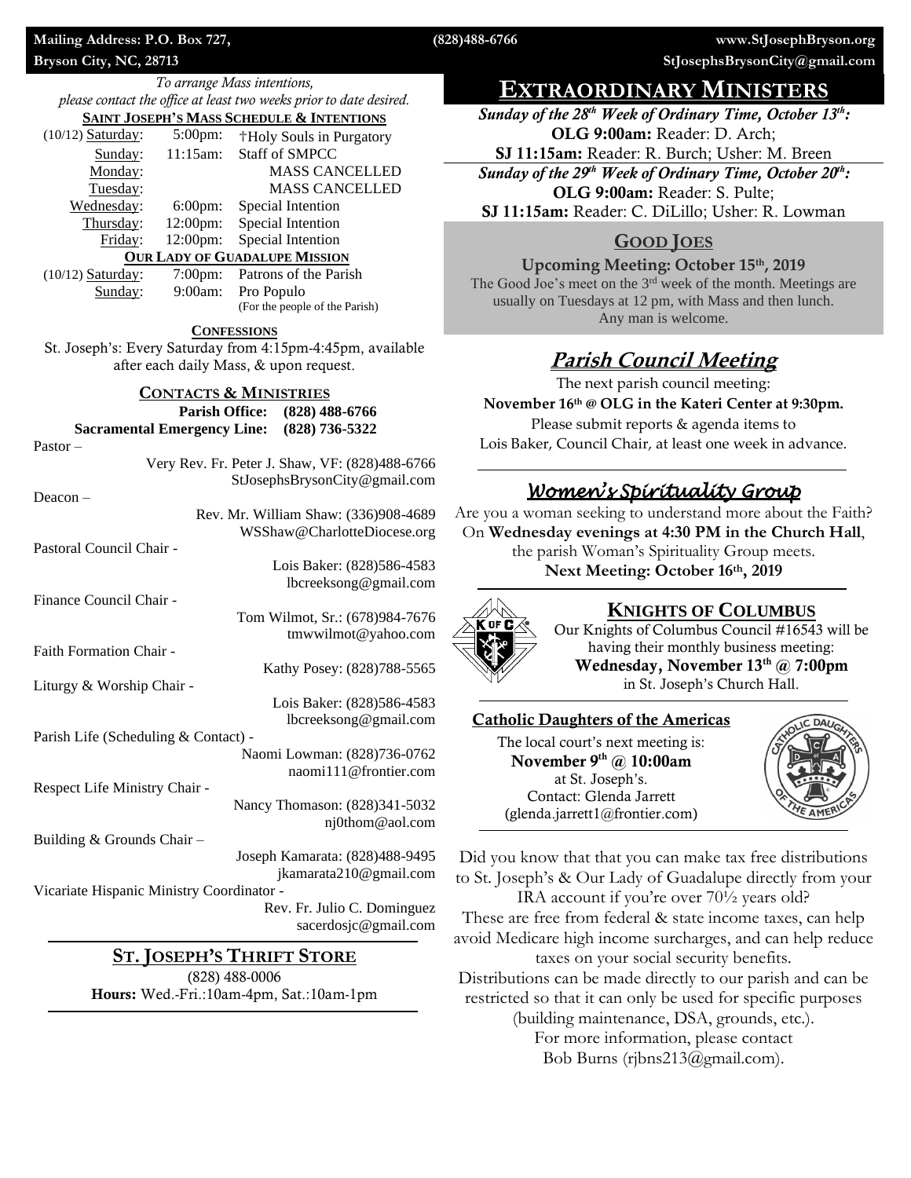Mailing Address: P.O. Box 727, Bryson City, NC, 28713 (828)488-6766 www.StJosephBryson.org StJosephsBrysonCity@gmail.com

*To arrange Mass intentions, please contact the office at least two weeks prior to date desired.*

**SAINT JOSEPH'S MASS SCHEDULE & INTENTIONS**

| | | |
|---|---|---|
| (10/12) Saturday: | 5:00pm: | †Holy Souls in Purgatory |
| Sunday: | 11:15am: | Staff of SMPCC |
| Monday: | | MASS CANCELLED |
| Tuesday: | | MASS CANCELLED |
| Wednesday: | 6:00pm: | Special Intention |
| Thursday: | 12:00pm: | Special Intention |
| Friday: | 12:00pm: | Special Intention |

**OUR LADY OF GUADALUPE MISSION**

| | | |
|---|---|---|
| (10/12) Saturday: | 7:00pm: | Patrons of the Parish |
| Sunday: | 9:00am: | Pro Populo (For the people of the Parish) |

**CONFESSIONS**

St. Joseph's: Every Saturday from 4:15pm-4:45pm, available after each daily Mass, & upon request.

## CONTACTS & MINISTRIES

**Parish Office: (828) 488-6766**
**Sacramental Emergency Line: (828) 736-5322**

Pastor – Very Rev. Fr. Peter J. Shaw, VF: (828)488-6766 StJosephsBrysonCity@gmail.com

Deacon – Rev. Mr. William Shaw: (336)908-4689 WSShaw@CharlotteDiocese.org

Pastoral Council Chair - Lois Baker: (828)586-4583 lbcreeksong@gmail.com

Finance Council Chair - Tom Wilmot, Sr.: (678)984-7676 tmwwilmot@yahoo.com

Faith Formation Chair - Kathy Posey: (828)788-5565

Liturgy & Worship Chair - Lois Baker: (828)586-4583 lbcreeksong@gmail.com

Parish Life (Scheduling & Contact) - Naomi Lowman: (828)736-0762 naomi111@frontier.com

Respect Life Ministry Chair - Nancy Thomason: (828)341-5032 nj0thom@aol.com

Building & Grounds Chair – Joseph Kamarata: (828)488-9495 jkamarata210@gmail.com

Vicariate Hispanic Ministry Coordinator - Rev. Fr. Julio C. Dominguez sacerdosjc@gmail.com

## ST. JOSEPH'S THRIFT STORE

(828) 488-0006
**Hours:** Wed.-Fri.:10am-4pm, Sat.:10am-1pm

# EXTRAORDINARY MINISTERS

***Sunday of the 28th Week of Ordinary Time, October 13th:***
**OLG 9:00am:** Reader: D. Arch;
**SJ 11:15am:** Reader: R. Burch; Usher: M. Breen

***Sunday of the 29th Week of Ordinary Time, October 20th:***
**OLG 9:00am:** Reader: S. Pulte;
**SJ 11:15am:** Reader: C. DiLillo; Usher: R. Lowman

## GOOD JOES

**Upcoming Meeting: October 15th, 2019**

The Good Joe's meet on the 3rd week of the month. Meetings are usually on Tuesdays at 12 pm, with Mass and then lunch. Any man is welcome.

## *Parish Council Meeting*

The next parish council meeting:
**November 16th @ OLG in the Kateri Center at 9:30pm.**
Please submit reports & agenda items to Lois Baker, Council Chair, at least one week in advance.

## *Women's Spirituality Group*

Are you a woman seeking to understand more about the Faith? On **Wednesday evenings at 4:30 PM in the Church Hall**, the parish Woman's Spirituality Group meets.
**Next Meeting: October 16th, 2019**

## KNIGHTS OF COLUMBUS

Our Knights of Columbus Council #16543 will be having their monthly business meeting:
**Wednesday, November 13th @ 7:00pm**
in St. Joseph's Church Hall.

**Catholic Daughters of the Americas**

The local court's next meeting is:
**November 9th @ 10:00am**
at St. Joseph's.
Contact: Glenda Jarrett (glenda.jarrett1@frontier.com)

Did you know that that you can make tax free distributions to St. Joseph's & Our Lady of Guadalupe directly from your IRA account if you're over 70½ years old?
These are free from federal & state income taxes, can help avoid Medicare high income surcharges, and can help reduce taxes on your social security benefits.
Distributions can be made directly to our parish and can be restricted so that it can only be used for specific purposes (building maintenance, DSA, grounds, etc.).
For more information, please contact Bob Burns (rjbns213@gmail.com).